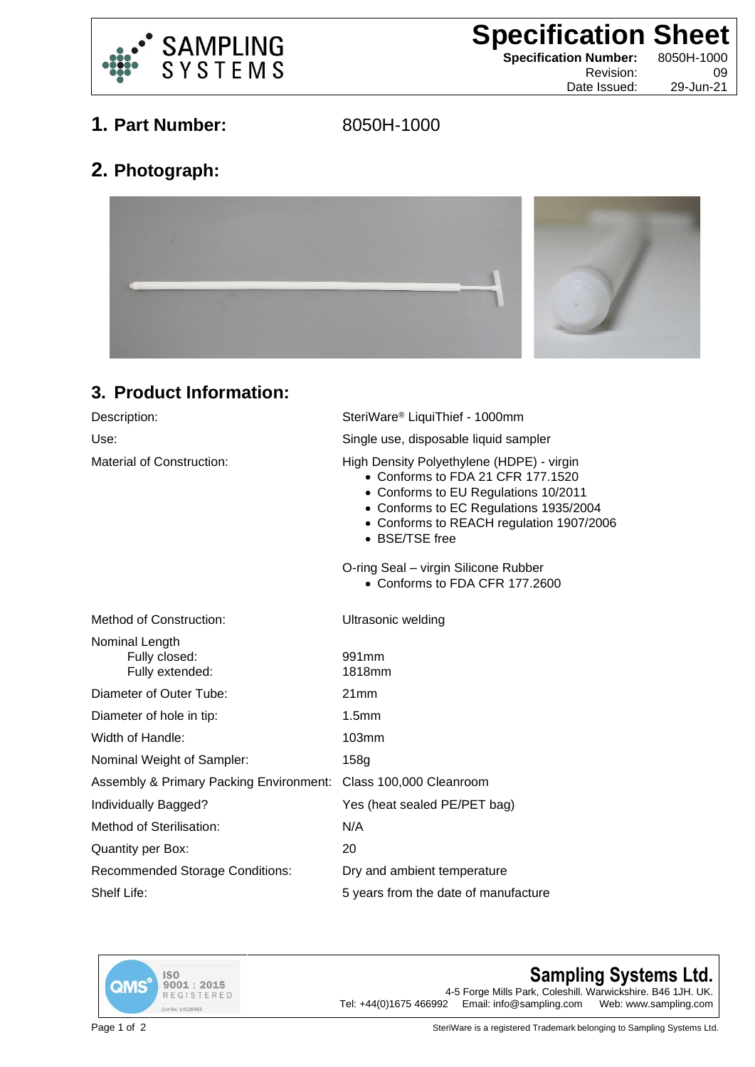# Specification Sheet

**Specification Number:** 8050H-1000
Revision: 09
Date Issued: 29-Jun-21

## 1. Part Number: 8050H-1000

## 2. Photograph:

## 3. Product Information:

| | |
|---|---|
| Description: | SteriWare® LiquiThief - 1000mm |
| Use: | Single use, disposable liquid sampler |
| Material of Construction: | High Density Polyethylene (HDPE) - virgin<br>• Conforms to FDA 21 CFR 177.1520<br>• Conforms to EU Regulations 10/2011<br>• Conforms to EC Regulations 1935/2004<br>• Conforms to REACH regulation 1907/2006<br>• BSE/TSE free<br><br>O-ring Seal – virgin Silicone Rubber<br>• Conforms to FDA CFR 177.2600 |
| Method of Construction: | Ultrasonic welding |
| Nominal Length<br>Fully closed:<br>Fully extended: | <br>991mm<br>1818mm |
| Diameter of Outer Tube: | 21mm |
| Diameter of hole in tip: | 1.5mm |
| Width of Handle: | 103mm |
| Nominal Weight of Sampler: | 158g |
| Assembly & Primary Packing Environment: | Class 100,000 Cleanroom |
| Individually Bagged? | Yes (heat sealed PE/PET bag) |
| Method of Sterilisation: | N/A |
| Quantity per Box: | 20 |
| Recommended Storage Conditions: | Dry and ambient temperature |
| Shelf Life: | 5 years from the date of manufacture |

ISO 9001 : 2015 REGISTERED

**Sampling Systems Ltd.**
4-5 Forge Mills Park, Coleshill. Warwickshire. B46 1JH. UK.
Tel: +44(0)1675 466992 Email: info@sampling.com Web: www.sampling.com

SteriWare is a registered Trademark belonging to Sampling Systems Ltd.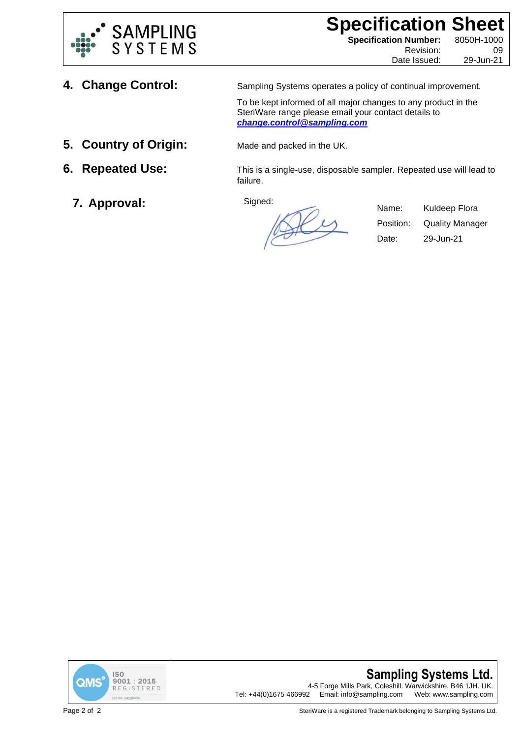## 4. Change Control:

Sampling Systems operates a policy of continual improvement.

To be kept informed of all major changes to any product in the SteriWare range please email your contact details to ***change.control@sampling.com***

## 5. Country of Origin:

Made and packed in the UK.

## 6. Repeated Use:

This is a single-use, disposable sampler. Repeated use will lead to failure.

## 7. Approval:

Signed:

| | |
|---|---|
| Name: | Kuldeep Flora |
| Position: | Quality Manager |
| Date: | 29-Jun-21 |